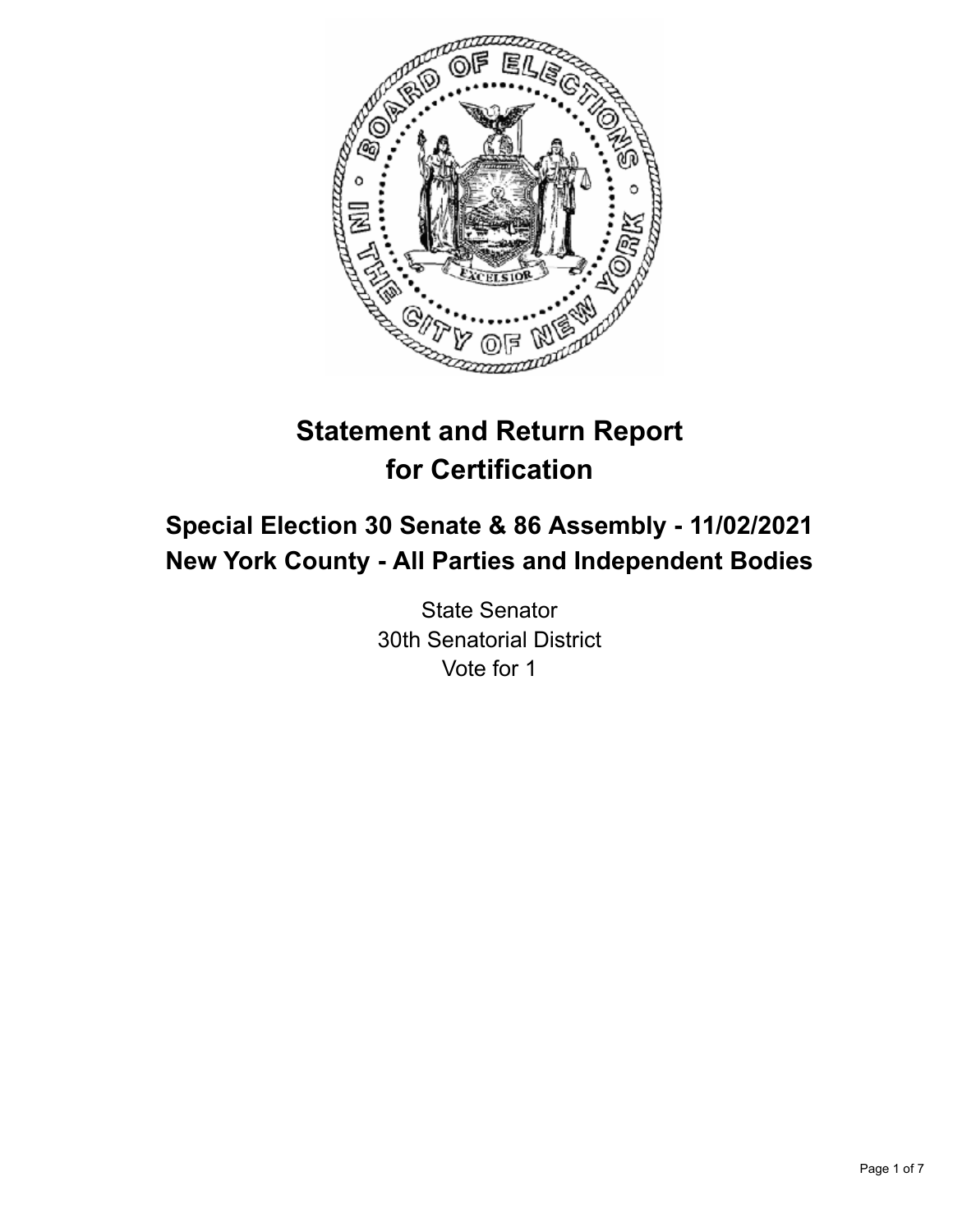# Statement and Return Report for Certification

## Special Election 30 Senate & 86 Assembly - 11/02/2021
## New York County - All Parties and Independent Bodies

State Senator
30th Senatorial District
Vote for 1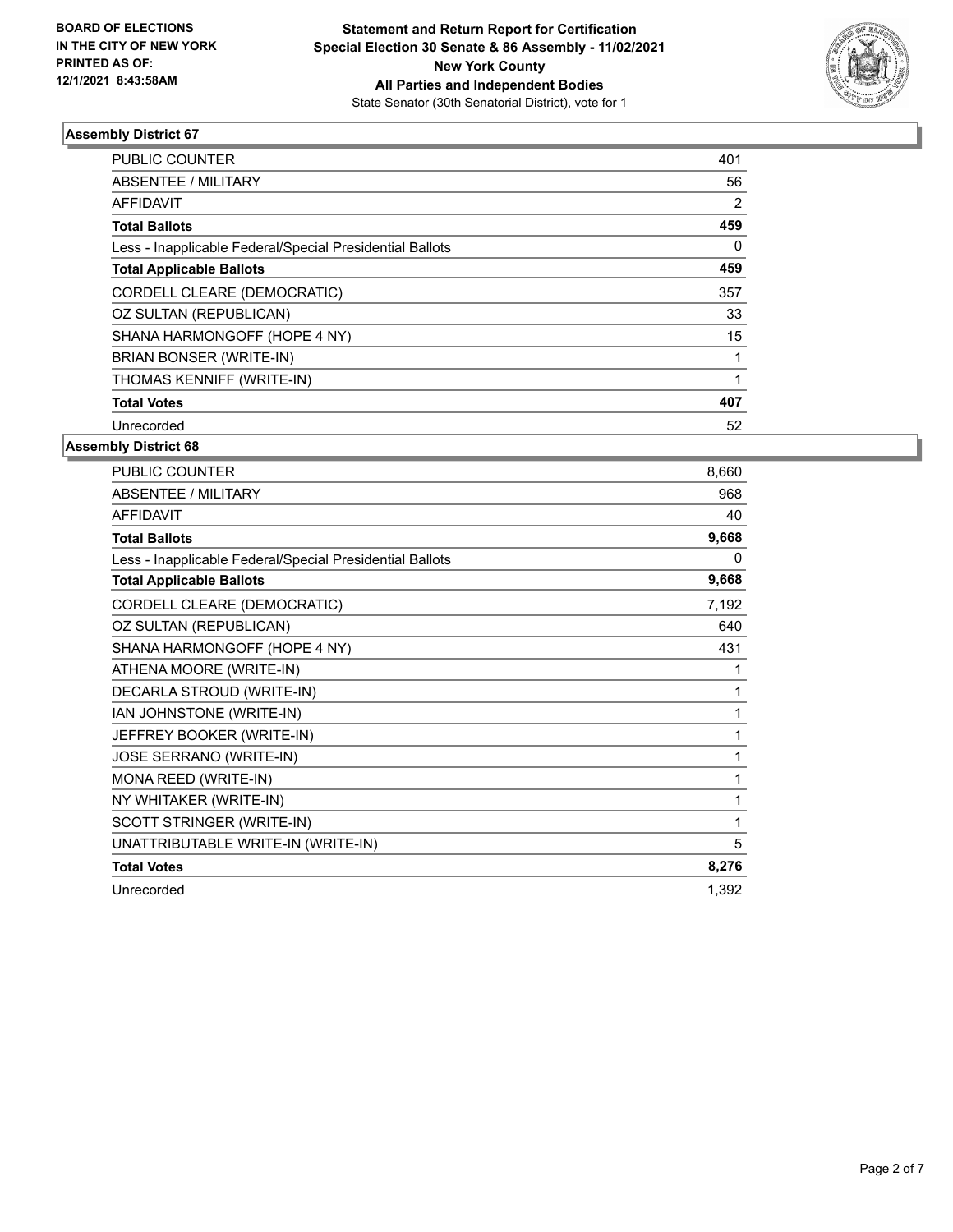**BOARD OF ELECTIONS IN THE CITY OF NEW YORK PRINTED AS OF: 12/1/2021 8:43:58AM**

**Statement and Return Report for Certification Special Election 30 Senate & 86 Assembly - 11/02/2021 New York County All Parties and Independent Bodies**

State Senator (30th Senatorial District), vote for 1

### Assembly District 67

| | |
|---|---|
| PUBLIC COUNTER | 401 |
| ABSENTEE / MILITARY | 56 |
| AFFIDAVIT | 2 |
| **Total Ballots** | **459** |
| Less - Inapplicable Federal/Special Presidential Ballots | 0 |
| **Total Applicable Ballots** | **459** |
| CORDELL CLEARE (DEMOCRATIC) | 357 |
| OZ SULTAN (REPUBLICAN) | 33 |
| SHANA HARMONGOFF (HOPE 4 NY) | 15 |
| BRIAN BONSER (WRITE-IN) | 1 |
| THOMAS KENNIFF (WRITE-IN) | 1 |
| **Total Votes** | **407** |
| Unrecorded | 52 |

### Assembly District 68

| | |
|---|---|
| PUBLIC COUNTER | 8,660 |
| ABSENTEE / MILITARY | 968 |
| AFFIDAVIT | 40 |
| **Total Ballots** | **9,668** |
| Less - Inapplicable Federal/Special Presidential Ballots | 0 |
| **Total Applicable Ballots** | **9,668** |
| CORDELL CLEARE (DEMOCRATIC) | 7,192 |
| OZ SULTAN (REPUBLICAN) | 640 |
| SHANA HARMONGOFF (HOPE 4 NY) | 431 |
| ATHENA MOORE (WRITE-IN) | 1 |
| DECARLA STROUD (WRITE-IN) | 1 |
| IAN JOHNSTONE (WRITE-IN) | 1 |
| JEFFREY BOOKER (WRITE-IN) | 1 |
| JOSE SERRANO (WRITE-IN) | 1 |
| MONA REED (WRITE-IN) | 1 |
| NY WHITAKER (WRITE-IN) | 1 |
| SCOTT STRINGER (WRITE-IN) | 1 |
| UNATTRIBUTABLE WRITE-IN (WRITE-IN) | 5 |
| **Total Votes** | **8,276** |
| Unrecorded | 1,392 |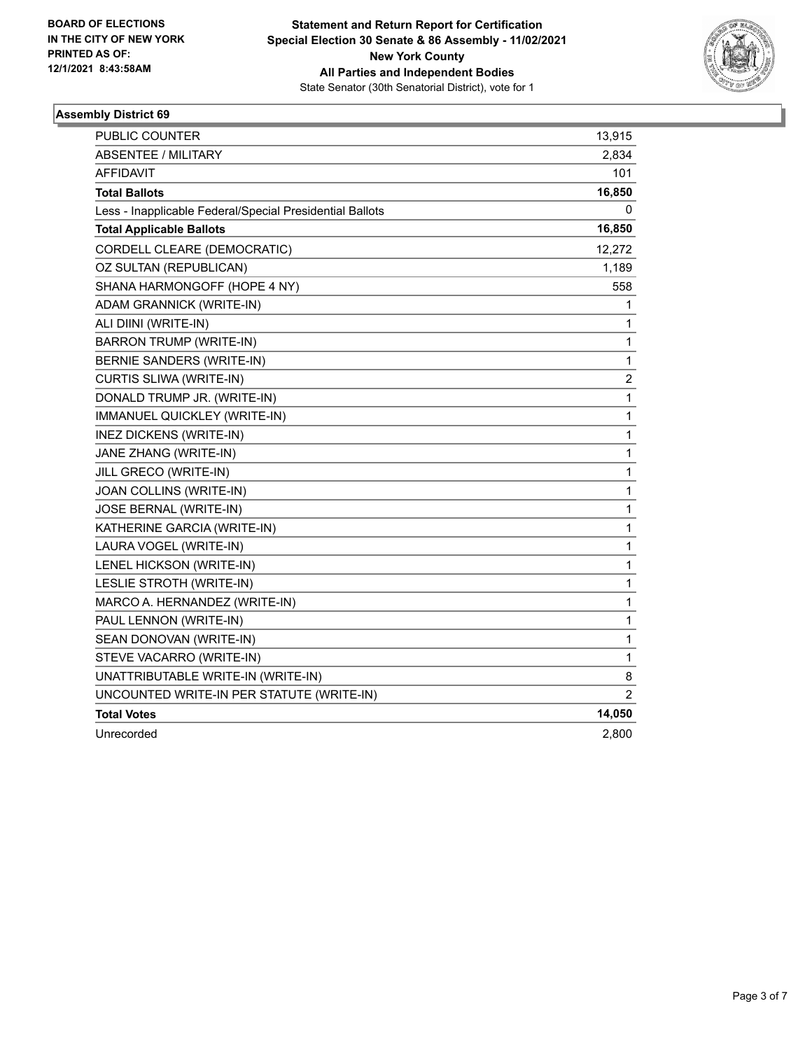**BOARD OF ELECTIONS IN THE CITY OF NEW YORK PRINTED AS OF: 12/1/2021 8:43:58AM**

**Statement and Return Report for Certification Special Election 30 Senate & 86 Assembly - 11/02/2021 New York County All Parties and Independent Bodies**

State Senator (30th Senatorial District), vote for 1

### Assembly District 69

| | |
|---|---|
| PUBLIC COUNTER | 13,915 |
| ABSENTEE / MILITARY | 2,834 |
| AFFIDAVIT | 101 |
| **Total Ballots** | **16,850** |
| Less - Inapplicable Federal/Special Presidential Ballots | 0 |
| **Total Applicable Ballots** | **16,850** |
| CORDELL CLEARE (DEMOCRATIC) | 12,272 |
| OZ SULTAN (REPUBLICAN) | 1,189 |
| SHANA HARMONGOFF (HOPE 4 NY) | 558 |
| ADAM GRANNICK (WRITE-IN) | 1 |
| ALI DIINI (WRITE-IN) | 1 |
| BARRON TRUMP (WRITE-IN) | 1 |
| BERNIE SANDERS (WRITE-IN) | 1 |
| CURTIS SLIWA (WRITE-IN) | 2 |
| DONALD TRUMP JR. (WRITE-IN) | 1 |
| IMMANUEL QUICKLEY (WRITE-IN) | 1 |
| INEZ DICKENS (WRITE-IN) | 1 |
| JANE ZHANG (WRITE-IN) | 1 |
| JILL GRECO (WRITE-IN) | 1 |
| JOAN COLLINS (WRITE-IN) | 1 |
| JOSE BERNAL (WRITE-IN) | 1 |
| KATHERINE GARCIA (WRITE-IN) | 1 |
| LAURA VOGEL (WRITE-IN) | 1 |
| LENEL HICKSON (WRITE-IN) | 1 |
| LESLIE STROTH (WRITE-IN) | 1 |
| MARCO A. HERNANDEZ (WRITE-IN) | 1 |
| PAUL LENNON (WRITE-IN) | 1 |
| SEAN DONOVAN (WRITE-IN) | 1 |
| STEVE VACARRO (WRITE-IN) | 1 |
| UNATTRIBUTABLE WRITE-IN (WRITE-IN) | 8 |
| UNCOUNTED WRITE-IN PER STATUTE (WRITE-IN) | 2 |
| **Total Votes** | **14,050** |
| Unrecorded | 2,800 |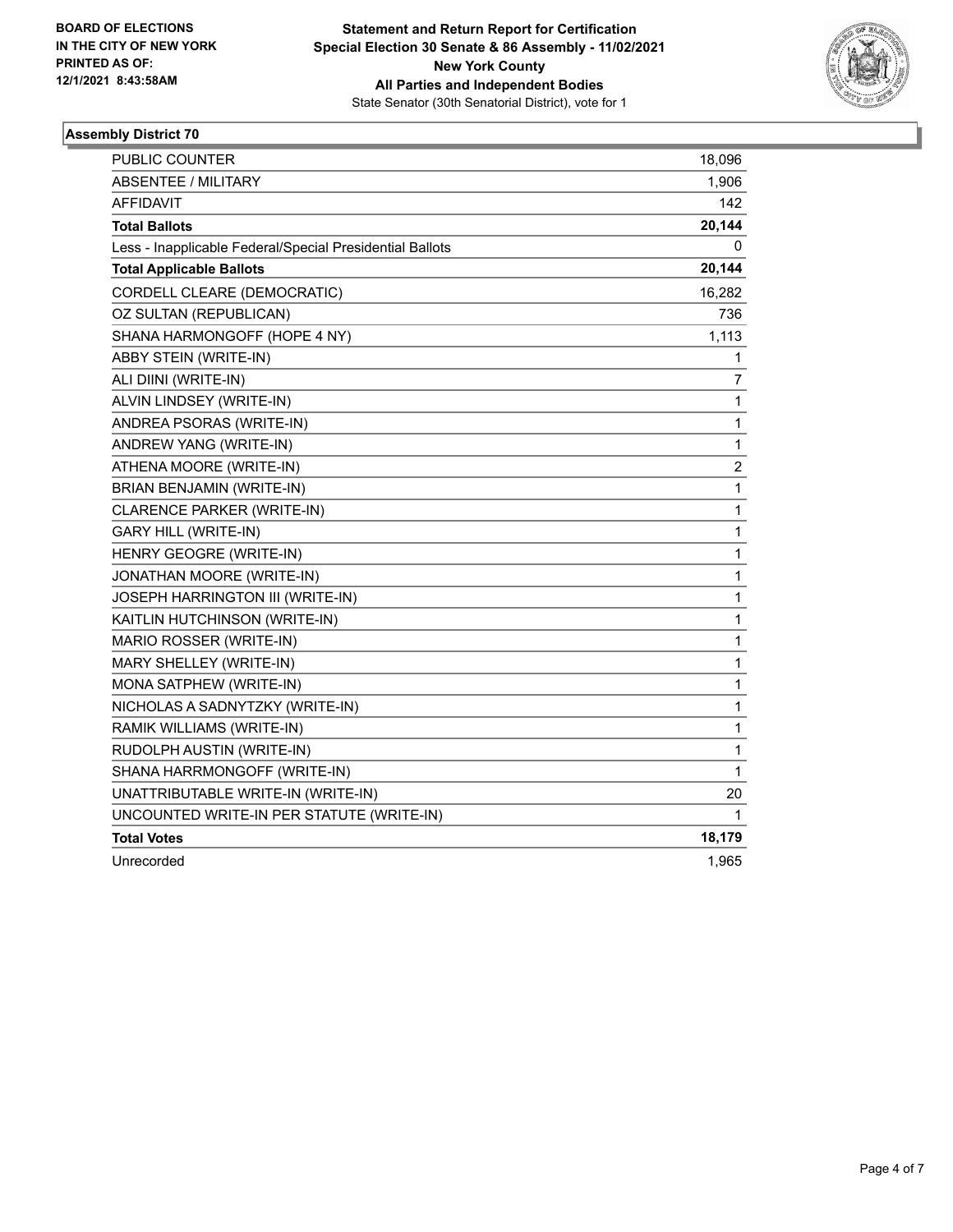**BOARD OF ELECTIONS IN THE CITY OF NEW YORK PRINTED AS OF: 12/1/2021 8:43:58AM**

**Statement and Return Report for Certification**
**Special Election 30 Senate & 86 Assembly - 11/02/2021**
**New York County**
**All Parties and Independent Bodies**
State Senator (30th Senatorial District), vote for 1

### Assembly District 70

| | |
|---|---|
| PUBLIC COUNTER | 18,096 |
| ABSENTEE / MILITARY | 1,906 |
| AFFIDAVIT | 142 |
| **Total Ballots** | **20,144** |
| Less - Inapplicable Federal/Special Presidential Ballots | 0 |
| **Total Applicable Ballots** | **20,144** |
| CORDELL CLEARE (DEMOCRATIC) | 16,282 |
| OZ SULTAN (REPUBLICAN) | 736 |
| SHANA HARMONGOFF (HOPE 4 NY) | 1,113 |
| ABBY STEIN (WRITE-IN) | 1 |
| ALI DIINI (WRITE-IN) | 7 |
| ALVIN LINDSEY (WRITE-IN) | 1 |
| ANDREA PSORAS (WRITE-IN) | 1 |
| ANDREW YANG (WRITE-IN) | 1 |
| ATHENA MOORE (WRITE-IN) | 2 |
| BRIAN BENJAMIN (WRITE-IN) | 1 |
| CLARENCE PARKER (WRITE-IN) | 1 |
| GARY HILL (WRITE-IN) | 1 |
| HENRY GEOGRE (WRITE-IN) | 1 |
| JONATHAN MOORE (WRITE-IN) | 1 |
| JOSEPH HARRINGTON III (WRITE-IN) | 1 |
| KAITLIN HUTCHINSON (WRITE-IN) | 1 |
| MARIO ROSSER (WRITE-IN) | 1 |
| MARY SHELLEY (WRITE-IN) | 1 |
| MONA SATPHEW (WRITE-IN) | 1 |
| NICHOLAS A SADNYTZKY (WRITE-IN) | 1 |
| RAMIK WILLIAMS (WRITE-IN) | 1 |
| RUDOLPH AUSTIN (WRITE-IN) | 1 |
| SHANA HARRMONGOFF (WRITE-IN) | 1 |
| UNATTRIBUTABLE WRITE-IN (WRITE-IN) | 20 |
| UNCOUNTED WRITE-IN PER STATUTE (WRITE-IN) | 1 |
| **Total Votes** | **18,179** |
| Unrecorded | 1,965 |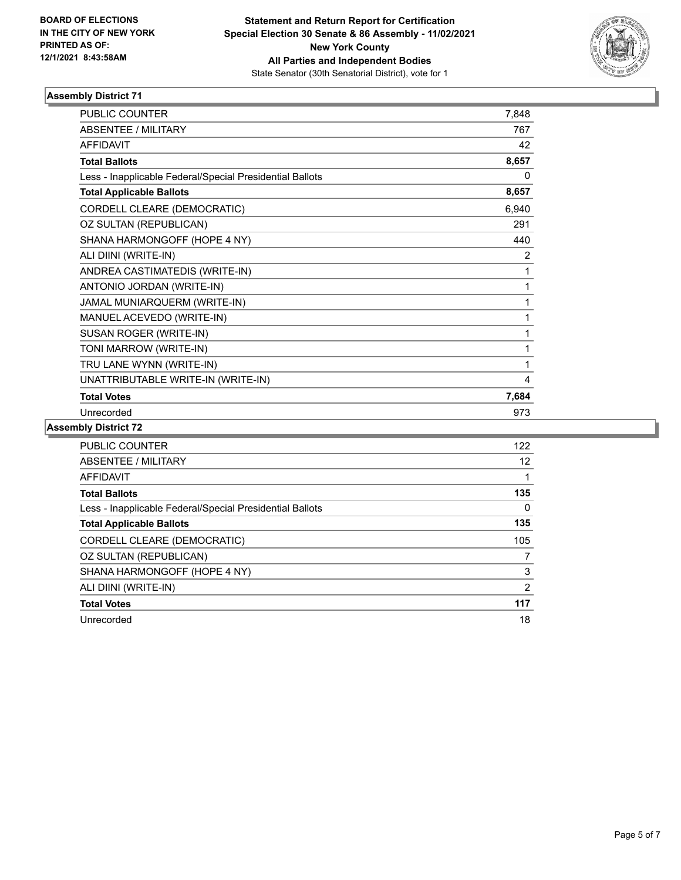**BOARD OF ELECTIONS IN THE CITY OF NEW YORK PRINTED AS OF: 12/1/2021 8:43:58AM**

**Statement and Return Report for Certification Special Election 30 Senate & 86 Assembly - 11/02/2021 New York County All Parties and Independent Bodies**

State Senator (30th Senatorial District), vote for 1

### Assembly District 71

| | |
|---|---|
| PUBLIC COUNTER | 7,848 |
| ABSENTEE / MILITARY | 767 |
| AFFIDAVIT | 42 |
| **Total Ballots** | **8,657** |
| Less - Inapplicable Federal/Special Presidential Ballots | 0 |
| **Total Applicable Ballots** | **8,657** |
| CORDELL CLEARE (DEMOCRATIC) | 6,940 |
| OZ SULTAN (REPUBLICAN) | 291 |
| SHANA HARMONGOFF (HOPE 4 NY) | 440 |
| ALI DIINI (WRITE-IN) | 2 |
| ANDREA CASTIMATEDIS (WRITE-IN) | 1 |
| ANTONIO JORDAN (WRITE-IN) | 1 |
| JAMAL MUNIARQUERM (WRITE-IN) | 1 |
| MANUEL ACEVEDO (WRITE-IN) | 1 |
| SUSAN ROGER (WRITE-IN) | 1 |
| TONI MARROW (WRITE-IN) | 1 |
| TRU LANE WYNN (WRITE-IN) | 1 |
| UNATTRIBUTABLE WRITE-IN (WRITE-IN) | 4 |
| **Total Votes** | **7,684** |
| Unrecorded | 973 |

### Assembly District 72

| | |
|---|---|
| PUBLIC COUNTER | 122 |
| ABSENTEE / MILITARY | 12 |
| AFFIDAVIT | 1 |
| **Total Ballots** | **135** |
| Less - Inapplicable Federal/Special Presidential Ballots | 0 |
| **Total Applicable Ballots** | **135** |
| CORDELL CLEARE (DEMOCRATIC) | 105 |
| OZ SULTAN (REPUBLICAN) | 7 |
| SHANA HARMONGOFF (HOPE 4 NY) | 3 |
| ALI DIINI (WRITE-IN) | 2 |
| **Total Votes** | **117** |
| Unrecorded | 18 |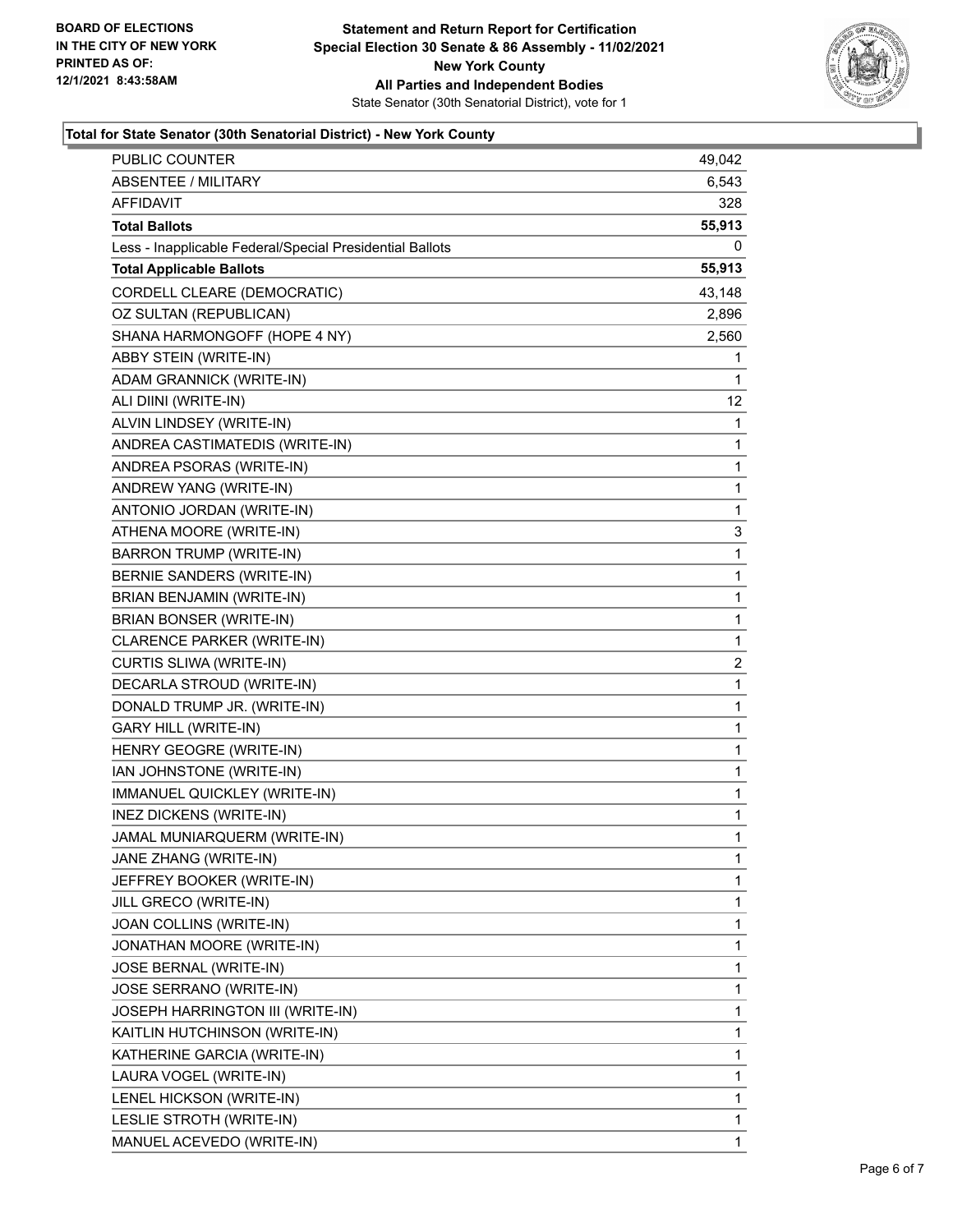**BOARD OF ELECTIONS IN THE CITY OF NEW YORK PRINTED AS OF: 12/1/2021 8:43:58AM**

**Statement and Return Report for Certification**
**Special Election 30 Senate & 86 Assembly - 11/02/2021**
**New York County**
**All Parties and Independent Bodies**
State Senator (30th Senatorial District), vote for 1

**Total for State Senator (30th Senatorial District) - New York County**

| | |
|---|---|
| PUBLIC COUNTER | 49,042 |
| ABSENTEE / MILITARY | 6,543 |
| AFFIDAVIT | 328 |
| **Total Ballots** | **55,913** |
| Less - Inapplicable Federal/Special Presidential Ballots | 0 |
| **Total Applicable Ballots** | **55,913** |
| CORDELL CLEARE (DEMOCRATIC) | 43,148 |
| OZ SULTAN (REPUBLICAN) | 2,896 |
| SHANA HARMONGOFF (HOPE 4 NY) | 2,560 |
| ABBY STEIN (WRITE-IN) | 1 |
| ADAM GRANNICK (WRITE-IN) | 1 |
| ALI DIINI (WRITE-IN) | 12 |
| ALVIN LINDSEY (WRITE-IN) | 1 |
| ANDREA CASTIMATEDIS (WRITE-IN) | 1 |
| ANDREA PSORAS (WRITE-IN) | 1 |
| ANDREW YANG (WRITE-IN) | 1 |
| ANTONIO JORDAN (WRITE-IN) | 1 |
| ATHENA MOORE (WRITE-IN) | 3 |
| BARRON TRUMP (WRITE-IN) | 1 |
| BERNIE SANDERS (WRITE-IN) | 1 |
| BRIAN BENJAMIN (WRITE-IN) | 1 |
| BRIAN BONSER (WRITE-IN) | 1 |
| CLARENCE PARKER (WRITE-IN) | 1 |
| CURTIS SLIWA (WRITE-IN) | 2 |
| DECARLA STROUD (WRITE-IN) | 1 |
| DONALD TRUMP JR. (WRITE-IN) | 1 |
| GARY HILL (WRITE-IN) | 1 |
| HENRY GEOGRE (WRITE-IN) | 1 |
| IAN JOHNSTONE (WRITE-IN) | 1 |
| IMMANUEL QUICKLEY (WRITE-IN) | 1 |
| INEZ DICKENS (WRITE-IN) | 1 |
| JAMAL MUNIARQUERM (WRITE-IN) | 1 |
| JANE ZHANG (WRITE-IN) | 1 |
| JEFFREY BOOKER (WRITE-IN) | 1 |
| JILL GRECO (WRITE-IN) | 1 |
| JOAN COLLINS (WRITE-IN) | 1 |
| JONATHAN MOORE (WRITE-IN) | 1 |
| JOSE BERNAL (WRITE-IN) | 1 |
| JOSE SERRANO (WRITE-IN) | 1 |
| JOSEPH HARRINGTON III (WRITE-IN) | 1 |
| KAITLIN HUTCHINSON (WRITE-IN) | 1 |
| KATHERINE GARCIA (WRITE-IN) | 1 |
| LAURA VOGEL (WRITE-IN) | 1 |
| LENEL HICKSON (WRITE-IN) | 1 |
| LESLIE STROTH (WRITE-IN) | 1 |
| MANUEL ACEVEDO (WRITE-IN) | 1 |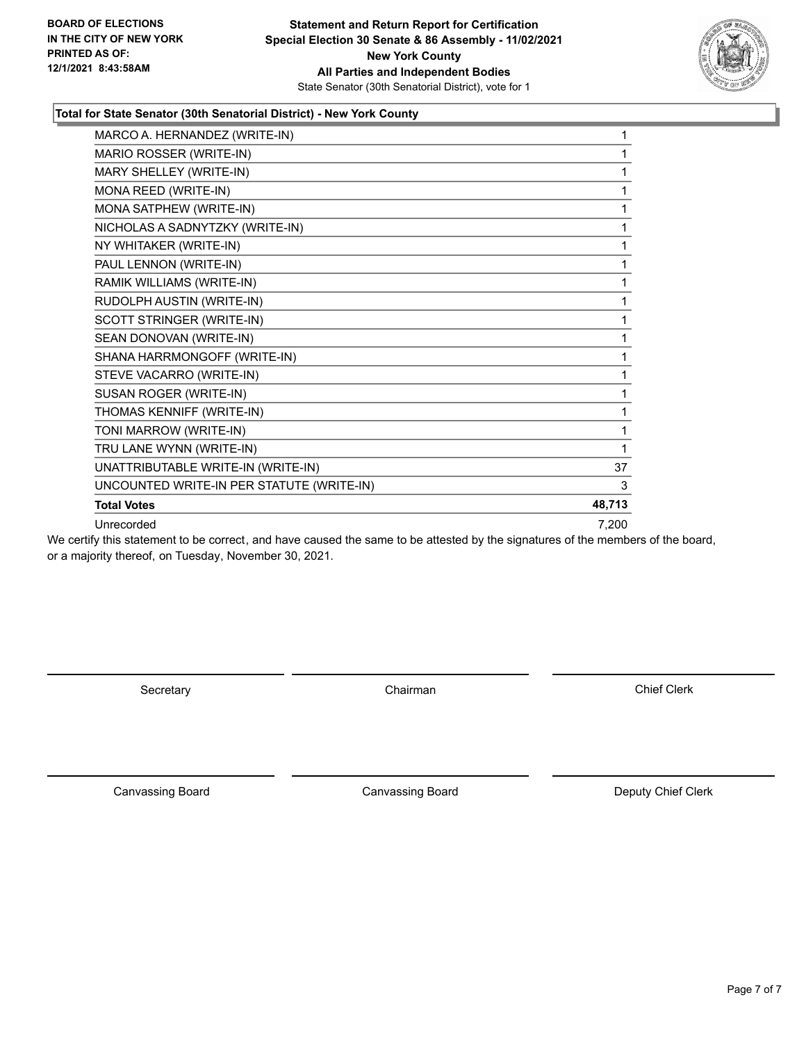**BOARD OF ELECTIONS**
**IN THE CITY OF NEW YORK**
**PRINTED AS OF:**
**12/1/2021 8:43:58AM**

**Statement and Return Report for Certification**
**Special Election 30 Senate & 86 Assembly - 11/02/2021**
**New York County**
**All Parties and Independent Bodies**
State Senator (30th Senatorial District), vote for 1

### Total for State Senator (30th Senatorial District) - New York County

| | |
|---|---|
| MARCO A. HERNANDEZ (WRITE-IN) | 1 |
| MARIO ROSSER (WRITE-IN) | 1 |
| MARY SHELLEY (WRITE-IN) | 1 |
| MONA REED (WRITE-IN) | 1 |
| MONA SATPHEW (WRITE-IN) | 1 |
| NICHOLAS A SADNYTZKY (WRITE-IN) | 1 |
| NY WHITAKER (WRITE-IN) | 1 |
| PAUL LENNON (WRITE-IN) | 1 |
| RAMIK WILLIAMS (WRITE-IN) | 1 |
| RUDOLPH AUSTIN (WRITE-IN) | 1 |
| SCOTT STRINGER (WRITE-IN) | 1 |
| SEAN DONOVAN (WRITE-IN) | 1 |
| SHANA HARRMONGOFF (WRITE-IN) | 1 |
| STEVE VACARRO (WRITE-IN) | 1 |
| SUSAN ROGER (WRITE-IN) | 1 |
| THOMAS KENNIFF (WRITE-IN) | 1 |
| TONI MARROW (WRITE-IN) | 1 |
| TRU LANE WYNN (WRITE-IN) | 1 |
| UNATTRIBUTABLE WRITE-IN (WRITE-IN) | 37 |
| UNCOUNTED WRITE-IN PER STATUTE (WRITE-IN) | 3 |
| **Total Votes** | **48,713** |
| Unrecorded | 7,200 |

We certify this statement to be correct, and have caused the same to be attested by the signatures of the members of the board, or a majority thereof, on Tuesday, November 30, 2021.

Secretary

Chairman

Chief Clerk

Canvassing Board

Canvassing Board

Deputy Chief Clerk